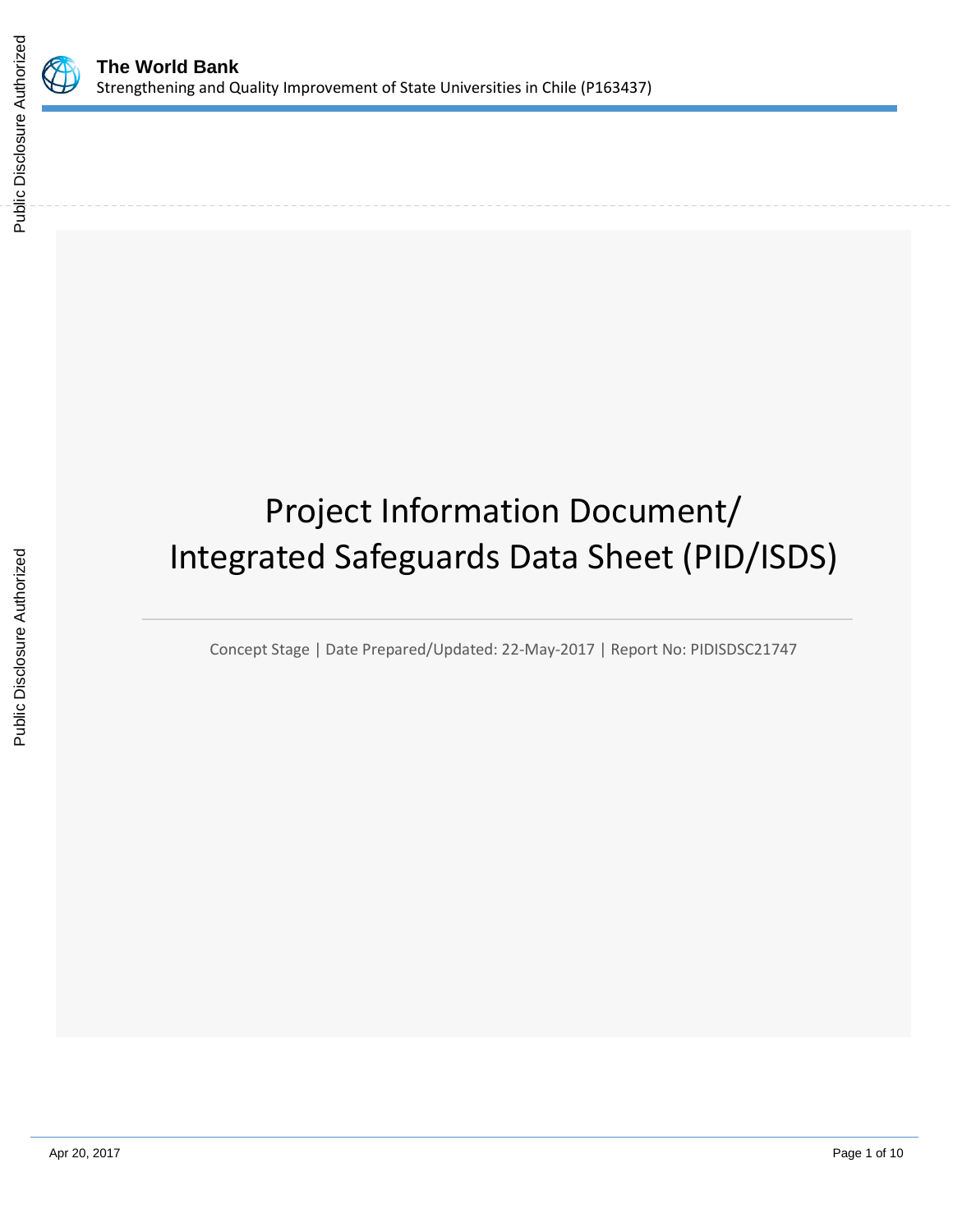# Project Information Document/ Integrated Safeguards Data Sheet (PID/ISDS)

Concept Stage | Date Prepared/Updated: 22-May-2017 | Report No: PIDISDSC21747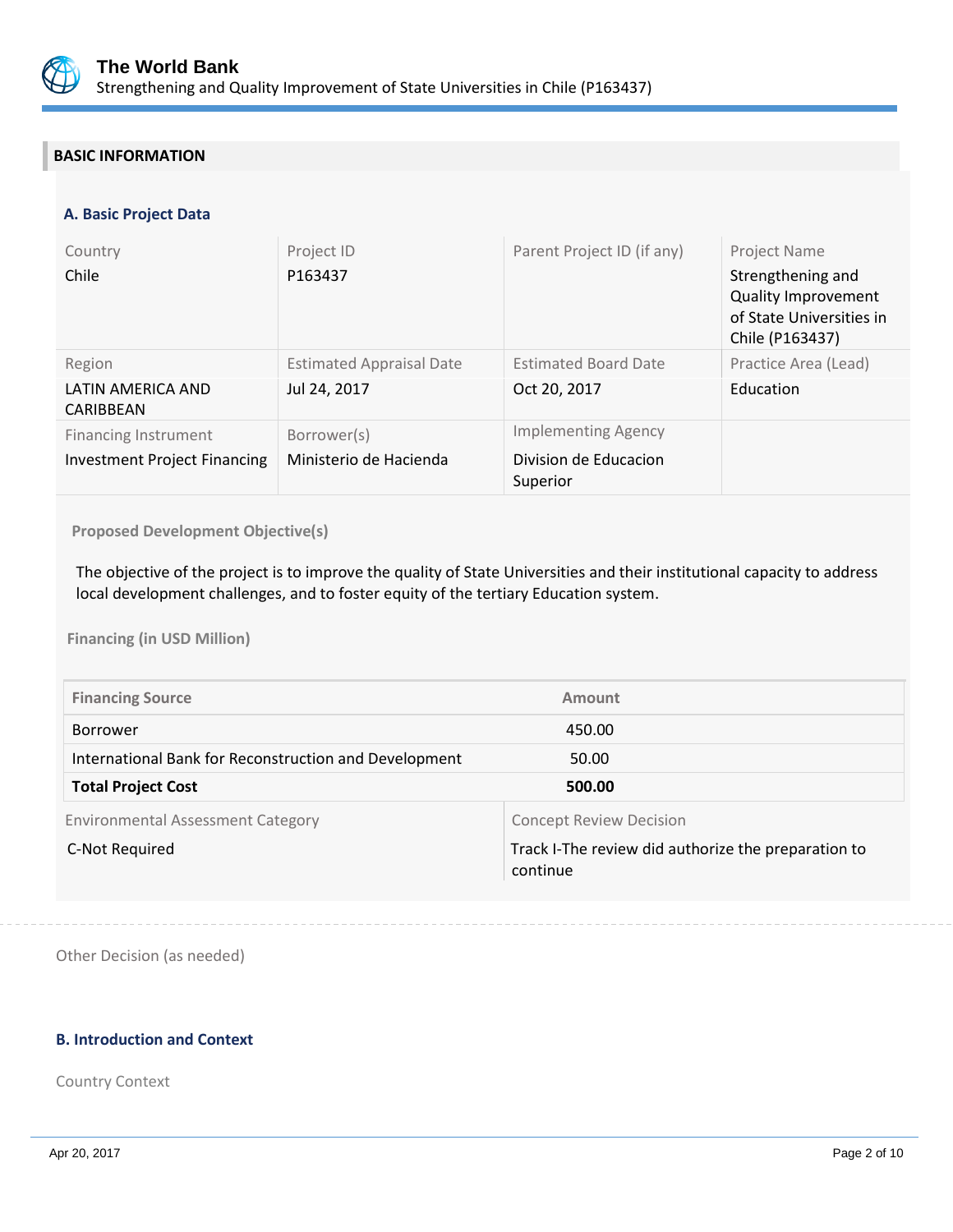## BASIC INFORMATION

### A. Basic Project Data

| Country | Project ID | Parent Project ID (if any) | Project Name |
|---|---|---|---|
| Chile | P163437 | | Strengthening and Quality Improvement of State Universities in Chile (P163437) |
| **Region** | **Estimated Appraisal Date** | **Estimated Board Date** | **Practice Area (Lead)** |
| LATIN AMERICA AND CARIBBEAN | Jul 24, 2017 | Oct 20, 2017 | Education |
| **Financing Instrument** | **Borrower(s)** | **Implementing Agency** | |
| Investment Project Financing | Ministerio de Hacienda | Division de Educacion Superior | |

**Proposed Development Objective(s)**

The objective of the project is to improve the quality of State Universities and their institutional capacity to address local development challenges, and to foster equity of the tertiary Education system.

**Financing (in USD Million)**

| Financing Source | Amount |
|---|---|
| Borrower | 450.00 |
| International Bank for Reconstruction and Development | 50.00 |
| **Total Project Cost** | **500.00** |

| Environmental Assessment Category | Concept Review Decision |
|---|---|
| C-Not Required | Track I-The review did authorize the preparation to continue |

Other Decision (as needed)

### B. Introduction and Context

Country Context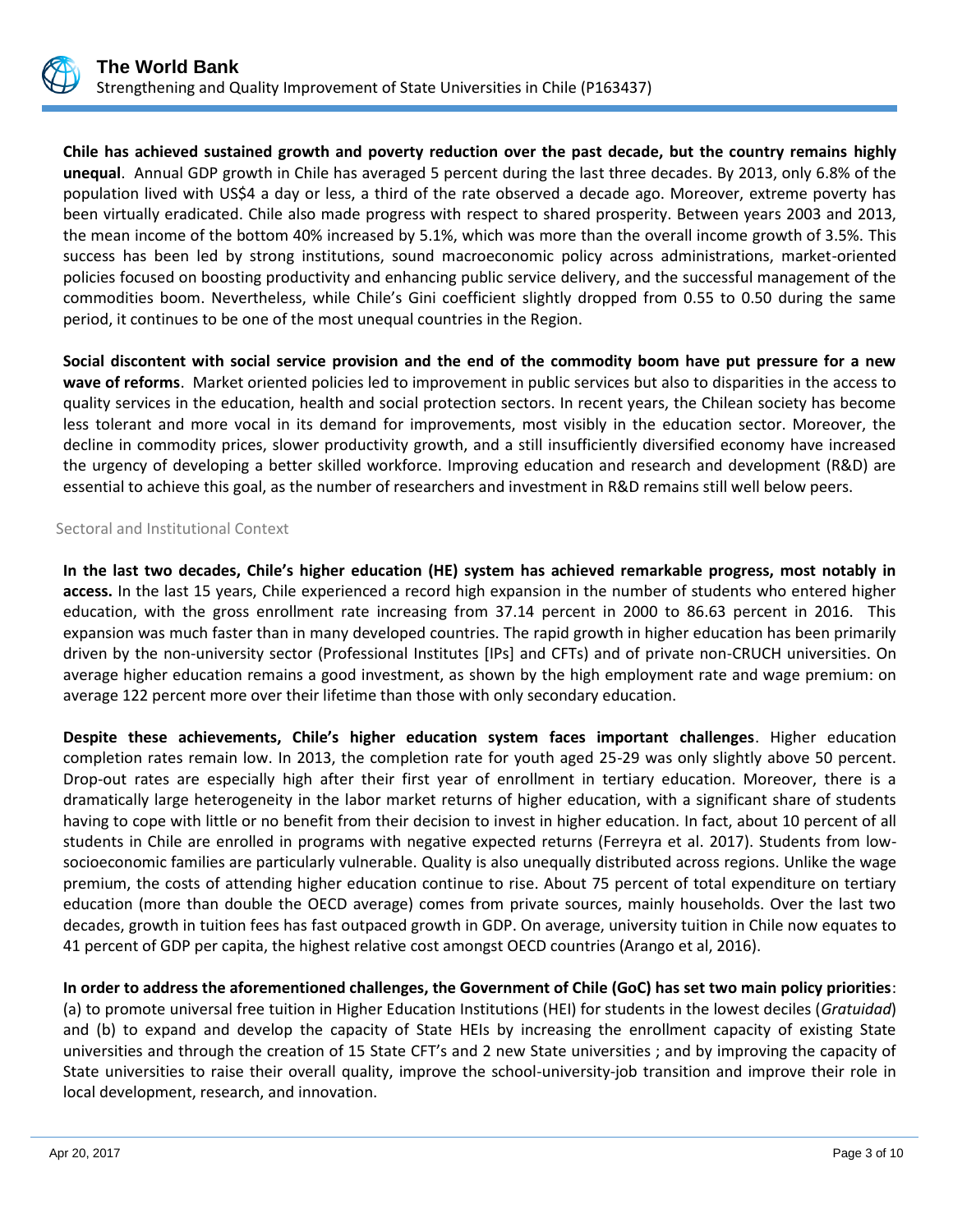**Chile has achieved sustained growth and poverty reduction over the past decade, but the country remains highly unequal**. Annual GDP growth in Chile has averaged 5 percent during the last three decades. By 2013, only 6.8% of the population lived with US$4 a day or less, a third of the rate observed a decade ago. Moreover, extreme poverty has been virtually eradicated. Chile also made progress with respect to shared prosperity. Between years 2003 and 2013, the mean income of the bottom 40% increased by 5.1%, which was more than the overall income growth of 3.5%. This success has been led by strong institutions, sound macroeconomic policy across administrations, market-oriented policies focused on boosting productivity and enhancing public service delivery, and the successful management of the commodities boom. Nevertheless, while Chile's Gini coefficient slightly dropped from 0.55 to 0.50 during the same period, it continues to be one of the most unequal countries in the Region.

**Social discontent with social service provision and the end of the commodity boom have put pressure for a new wave of reforms**. Market oriented policies led to improvement in public services but also to disparities in the access to quality services in the education, health and social protection sectors. In recent years, the Chilean society has become less tolerant and more vocal in its demand for improvements, most visibly in the education sector. Moreover, the decline in commodity prices, slower productivity growth, and a still insufficiently diversified economy have increased the urgency of developing a better skilled workforce. Improving education and research and development (R&D) are essential to achieve this goal, as the number of researchers and investment in R&D remains still well below peers.

## Sectoral and Institutional Context

**In the last two decades, Chile's higher education (HE) system has achieved remarkable progress, most notably in access.** In the last 15 years, Chile experienced a record high expansion in the number of students who entered higher education, with the gross enrollment rate increasing from 37.14 percent in 2000 to 86.63 percent in 2016. This expansion was much faster than in many developed countries. The rapid growth in higher education has been primarily driven by the non-university sector (Professional Institutes [IPs] and CFTs) and of private non-CRUCH universities. On average higher education remains a good investment, as shown by the high employment rate and wage premium: on average 122 percent more over their lifetime than those with only secondary education.

**Despite these achievements, Chile's higher education system faces important challenges**. Higher education completion rates remain low. In 2013, the completion rate for youth aged 25-29 was only slightly above 50 percent. Drop-out rates are especially high after their first year of enrollment in tertiary education. Moreover, there is a dramatically large heterogeneity in the labor market returns of higher education, with a significant share of students having to cope with little or no benefit from their decision to invest in higher education. In fact, about 10 percent of all students in Chile are enrolled in programs with negative expected returns (Ferreyra et al. 2017). Students from low-socioeconomic families are particularly vulnerable. Quality is also unequally distributed across regions. Unlike the wage premium, the costs of attending higher education continue to rise. About 75 percent of total expenditure on tertiary education (more than double the OECD average) comes from private sources, mainly households. Over the last two decades, growth in tuition fees has fast outpaced growth in GDP. On average, university tuition in Chile now equates to 41 percent of GDP per capita, the highest relative cost amongst OECD countries (Arango et al, 2016).

**In order to address the aforementioned challenges, the Government of Chile (GoC) has set two main policy priorities**: (a) to promote universal free tuition in Higher Education Institutions (HEI) for students in the lowest deciles (*Gratuidad*) and (b) to expand and develop the capacity of State HEIs by increasing the enrollment capacity of existing State universities and through the creation of 15 State CFT's and 2 new State universities ; and by improving the capacity of State universities to raise their overall quality, improve the school-university-job transition and improve their role in local development, research, and innovation.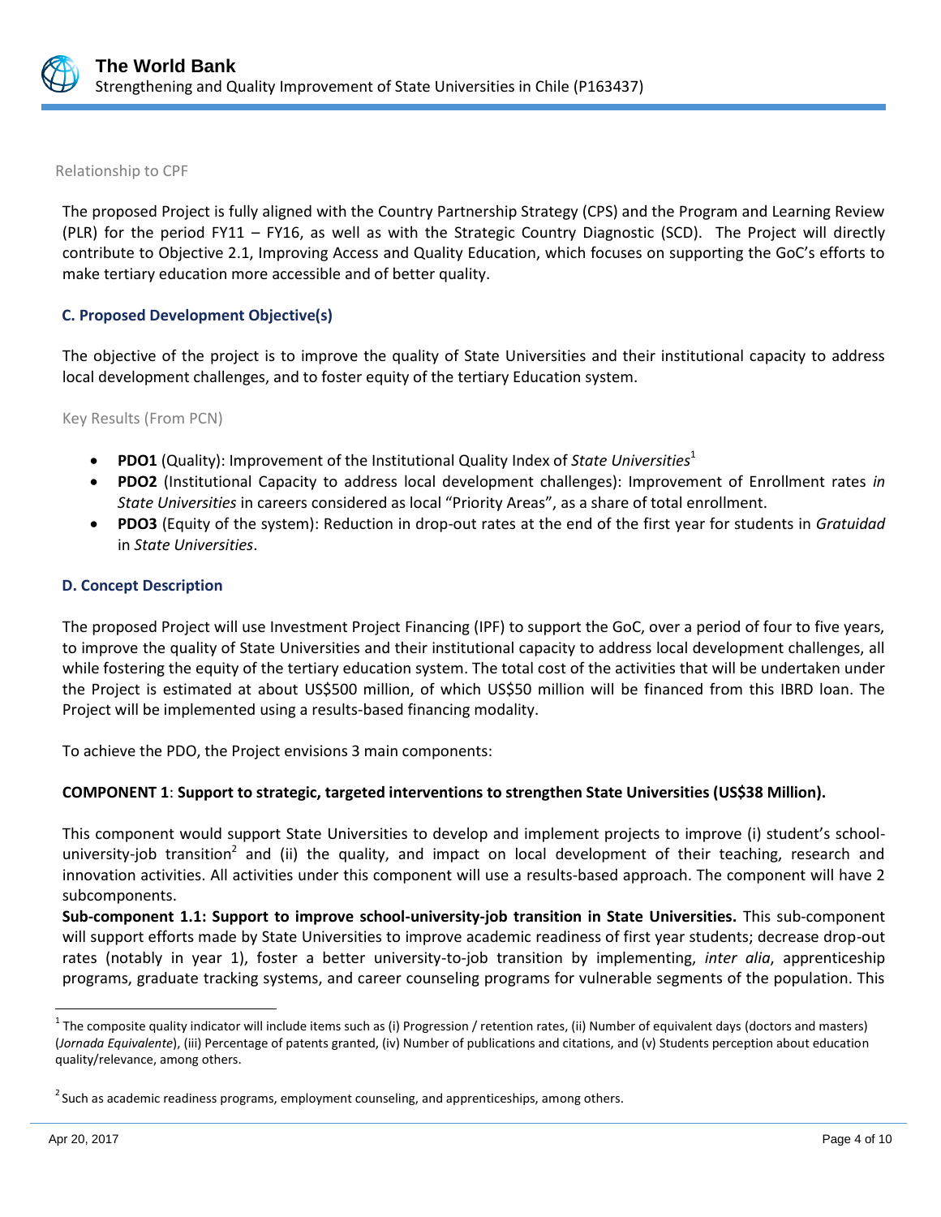Relationship to CPF

The proposed Project is fully aligned with the Country Partnership Strategy (CPS) and the Program and Learning Review (PLR) for the period FY11 – FY16, as well as with the Strategic Country Diagnostic (SCD). The Project will directly contribute to Objective 2.1, Improving Access and Quality Education, which focuses on supporting the GoC's efforts to make tertiary education more accessible and of better quality.

### C. Proposed Development Objective(s)

The objective of the project is to improve the quality of State Universities and their institutional capacity to address local development challenges, and to foster equity of the tertiary Education system.

Key Results (From PCN)

- **PDO1** (Quality): Improvement of the Institutional Quality Index of *State Universities*[1]
- **PDO2** (Institutional Capacity to address local development challenges): Improvement of Enrollment rates *in State Universities* in careers considered as local "Priority Areas", as a share of total enrollment.
- **PDO3** (Equity of the system): Reduction in drop-out rates at the end of the first year for students in *Gratuidad* in *State Universities*.

### D. Concept Description

The proposed Project will use Investment Project Financing (IPF) to support the GoC, over a period of four to five years, to improve the quality of State Universities and their institutional capacity to address local development challenges, all while fostering the equity of the tertiary education system. The total cost of the activities that will be undertaken under the Project is estimated at about US$500 million, of which US$50 million will be financed from this IBRD loan. The Project will be implemented using a results-based financing modality.

To achieve the PDO, the Project envisions 3 main components:

**COMPONENT 1**: **Support to strategic, targeted interventions to strengthen State Universities (US$38 Million).**

This component would support State Universities to develop and implement projects to improve (i) student's school-university-job transition[2] and (ii) the quality, and impact on local development of their teaching, research and innovation activities. All activities under this component will use a results-based approach. The component will have 2 subcomponents.

**Sub-component 1.1: Support to improve school-university-job transition in State Universities.** This sub-component will support efforts made by State Universities to improve academic readiness of first year students; decrease drop-out rates (notably in year 1), foster a better university-to-job transition by implementing, *inter alia*, apprenticeship programs, graduate tracking systems, and career counseling programs for vulnerable segments of the population. This

---

[1] The composite quality indicator will include items such as (i) Progression / retention rates, (ii) Number of equivalent days (doctors and masters) (*Jornada Equivalente*), (iii) Percentage of patents granted, (iv) Number of publications and citations, and (v) Students perception about education quality/relevance, among others.

[2] Such as academic readiness programs, employment counseling, and apprenticeships, among others.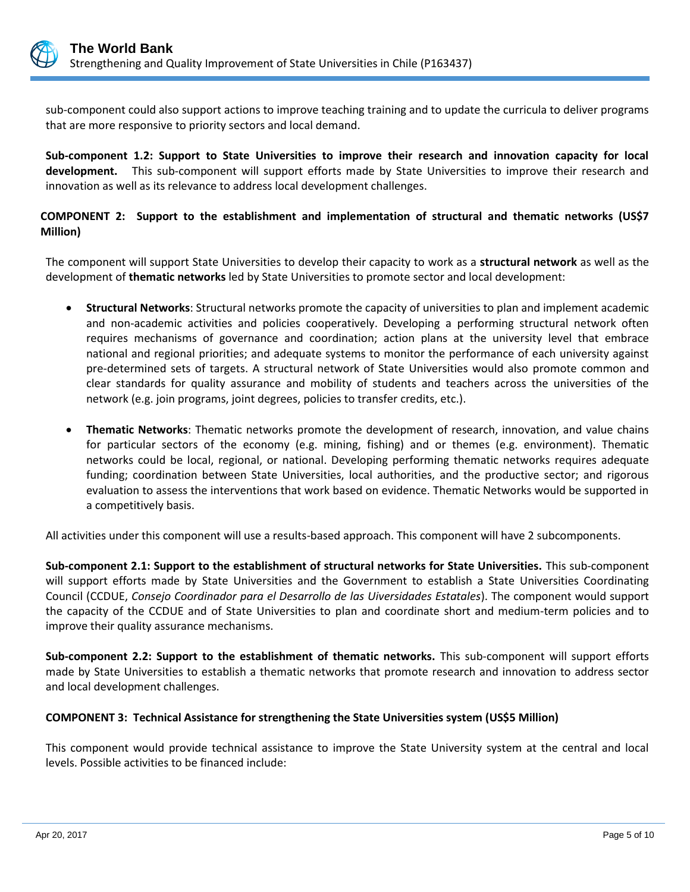sub-component could also support actions to improve teaching training and to update the curricula to deliver programs that are more responsive to priority sectors and local demand.

**Sub-component 1.2: Support to State Universities to improve their research and innovation capacity for local development.** This sub-component will support efforts made by State Universities to improve their research and innovation as well as its relevance to address local development challenges.

**COMPONENT 2: Support to the establishment and implementation of structural and thematic networks (US$7 Million)**

The component will support State Universities to develop their capacity to work as a **structural network** as well as the development of **thematic networks** led by State Universities to promote sector and local development:

- **Structural Networks**: Structural networks promote the capacity of universities to plan and implement academic and non-academic activities and policies cooperatively. Developing a performing structural network often requires mechanisms of governance and coordination; action plans at the university level that embrace national and regional priorities; and adequate systems to monitor the performance of each university against pre-determined sets of targets. A structural network of State Universities would also promote common and clear standards for quality assurance and mobility of students and teachers across the universities of the network (e.g. join programs, joint degrees, policies to transfer credits, etc.).

- **Thematic Networks**: Thematic networks promote the development of research, innovation, and value chains for particular sectors of the economy (e.g. mining, fishing) and or themes (e.g. environment). Thematic networks could be local, regional, or national. Developing performing thematic networks requires adequate funding; coordination between State Universities, local authorities, and the productive sector; and rigorous evaluation to assess the interventions that work based on evidence. Thematic Networks would be supported in a competitively basis.

All activities under this component will use a results-based approach. This component will have 2 subcomponents.

**Sub-component 2.1: Support to the establishment of structural networks for State Universities.** This sub-component will support efforts made by State Universities and the Government to establish a State Universities Coordinating Council (CCDUE, *Consejo Coordinador para el Desarrollo de las Uiversidades Estatales*). The component would support the capacity of the CCDUE and of State Universities to plan and coordinate short and medium-term policies and to improve their quality assurance mechanisms.

**Sub-component 2.2: Support to the establishment of thematic networks.** This sub-component will support efforts made by State Universities to establish a thematic networks that promote research and innovation to address sector and local development challenges.

**COMPONENT 3: Technical Assistance for strengthening the State Universities system (US$5 Million)**

This component would provide technical assistance to improve the State University system at the central and local levels. Possible activities to be financed include: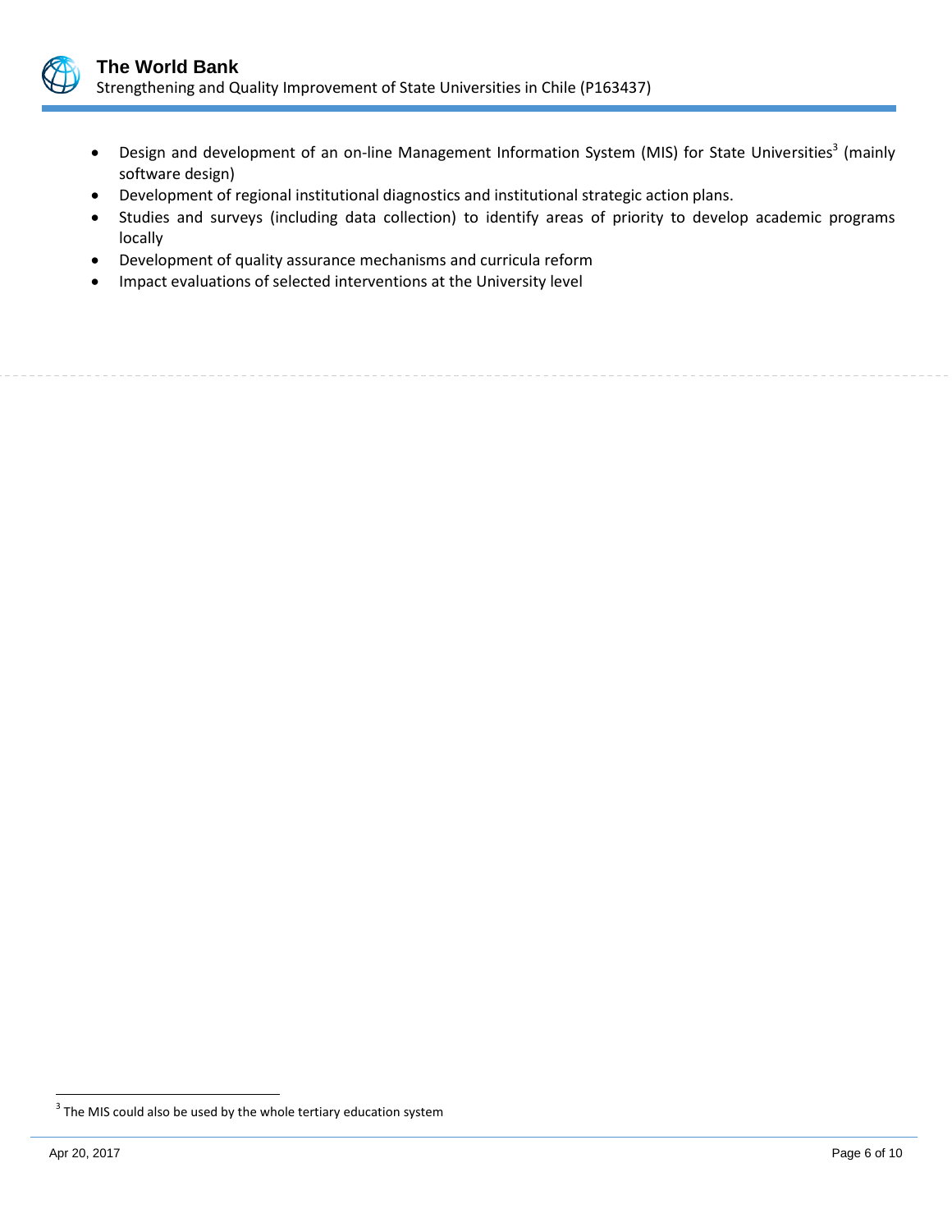- Design and development of an on-line Management Information System (MIS) for State Universities[3] (mainly software design)
- Development of regional institutional diagnostics and institutional strategic action plans.
- Studies and surveys (including data collection) to identify areas of priority to develop academic programs locally
- Development of quality assurance mechanisms and curricula reform
- Impact evaluations of selected interventions at the University level

[3] The MIS could also be used by the whole tertiary education system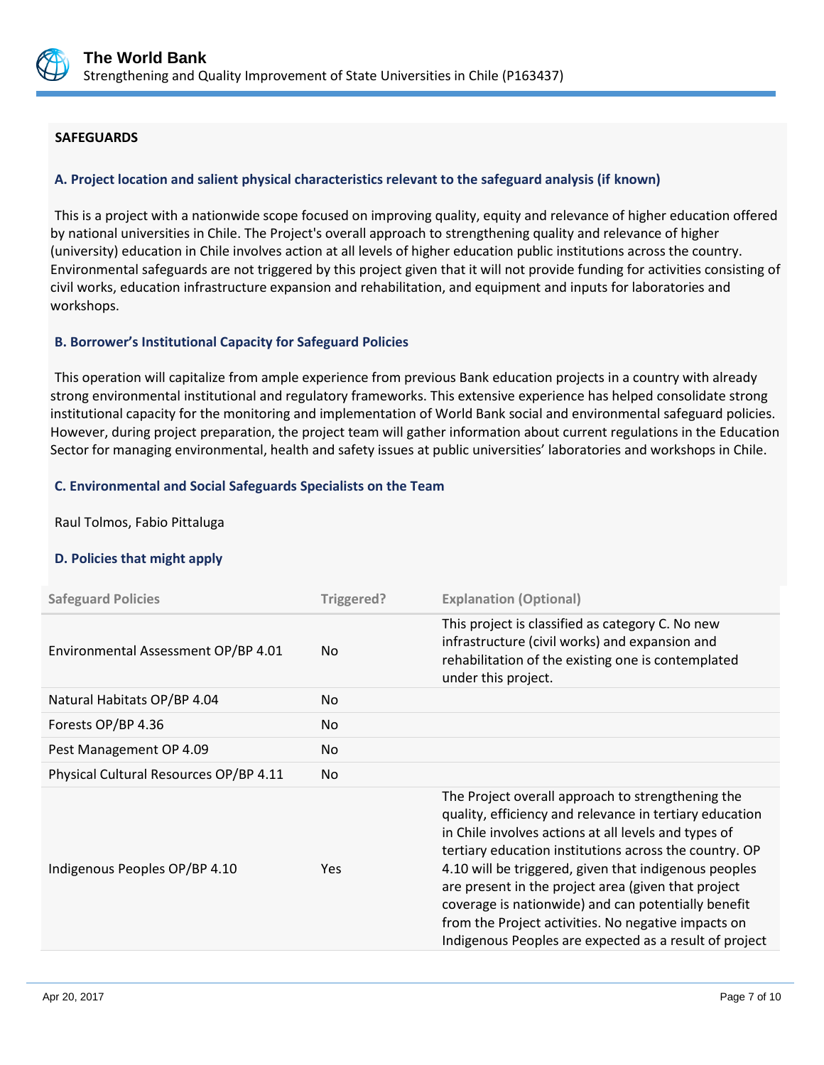## SAFEGUARDS

### A. Project location and salient physical characteristics relevant to the safeguard analysis (if known)

This is a project with a nationwide scope focused on improving quality, equity and relevance of higher education offered by national universities in Chile. The Project's overall approach to strengthening quality and relevance of higher (university) education in Chile involves action at all levels of higher education public institutions across the country. Environmental safeguards are not triggered by this project given that it will not provide funding for activities consisting of civil works, education infrastructure expansion and rehabilitation, and equipment and inputs for laboratories and workshops.

### B. Borrower's Institutional Capacity for Safeguard Policies

This operation will capitalize from ample experience from previous Bank education projects in a country with already strong environmental institutional and regulatory frameworks. This extensive experience has helped consolidate strong institutional capacity for the monitoring and implementation of World Bank social and environmental safeguard policies. However, during project preparation, the project team will gather information about current regulations in the Education Sector for managing environmental, health and safety issues at public universities' laboratories and workshops in Chile.

### C. Environmental and Social Safeguards Specialists on the Team

Raul Tolmos, Fabio Pittaluga

### D. Policies that might apply

| Safeguard Policies | Triggered? | Explanation (Optional) |
| --- | --- | --- |
| Environmental Assessment OP/BP 4.01 | No | This project is classified as category C. No new infrastructure (civil works) and expansion and rehabilitation of the existing one is contemplated under this project. |
| Natural Habitats OP/BP 4.04 | No | |
| Forests OP/BP 4.36 | No | |
| Pest Management OP 4.09 | No | |
| Physical Cultural Resources OP/BP 4.11 | No | |
| Indigenous Peoples OP/BP 4.10 | Yes | The Project overall approach to strengthening the quality, efficiency and relevance in tertiary education in Chile involves actions at all levels and types of tertiary education institutions across the country. OP 4.10 will be triggered, given that indigenous peoples are present in the project area (given that project coverage is nationwide) and can potentially benefit from the Project activities. No negative impacts on Indigenous Peoples are expected as a result of project |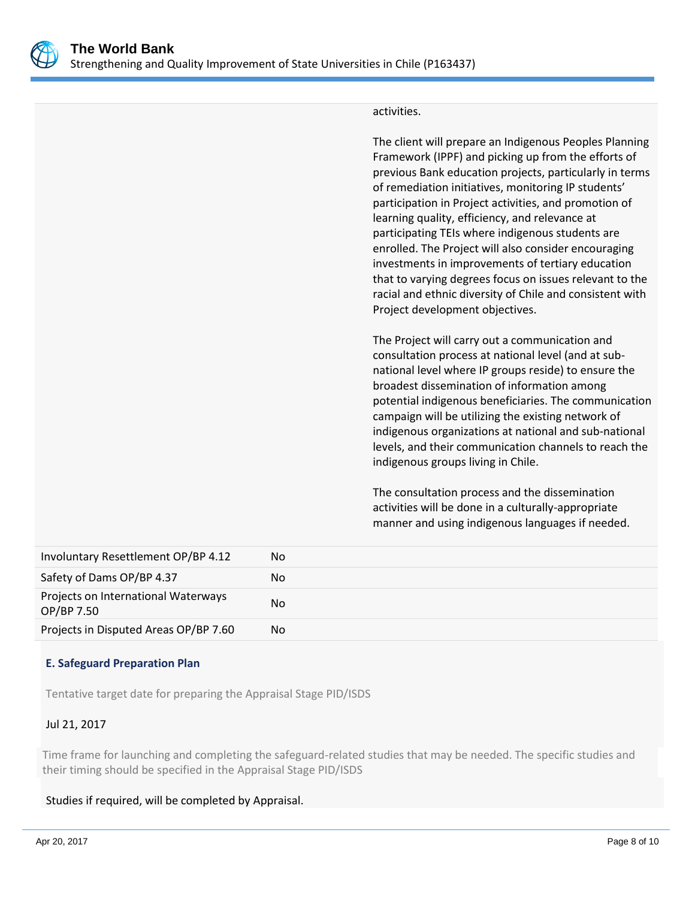| | | |
|---|---|---|
| | | activities.<br><br>The client will prepare an Indigenous Peoples Planning Framework (IPPF) and picking up from the efforts of previous Bank education projects, particularly in terms of remediation initiatives, monitoring IP students' participation in Project activities, and promotion of learning quality, efficiency, and relevance at participating TEIs where indigenous students are enrolled. The Project will also consider encouraging investments in improvements of tertiary education that to varying degrees focus on issues relevant to the racial and ethnic diversity of Chile and consistent with Project development objectives.<br><br>The Project will carry out a communication and consultation process at national level (and at sub-national level where IP groups reside) to ensure the broadest dissemination of information among potential indigenous beneficiaries. The communication campaign will be utilizing the existing network of indigenous organizations at national and sub-national levels, and their communication channels to reach the indigenous groups living in Chile.<br><br>The consultation process and the dissemination activities will be done in a culturally-appropriate manner and using indigenous languages if needed. |
| Involuntary Resettlement OP/BP 4.12 | No | |
| Safety of Dams OP/BP 4.37 | No | |
| Projects on International Waterways OP/BP 7.50 | No | |
| Projects in Disputed Areas OP/BP 7.60 | No | |

### E. Safeguard Preparation Plan

Tentative target date for preparing the Appraisal Stage PID/ISDS

Jul 21, 2017

Time frame for launching and completing the safeguard-related studies that may be needed. The specific studies and their timing should be specified in the Appraisal Stage PID/ISDS

Studies if required, will be completed by Appraisal.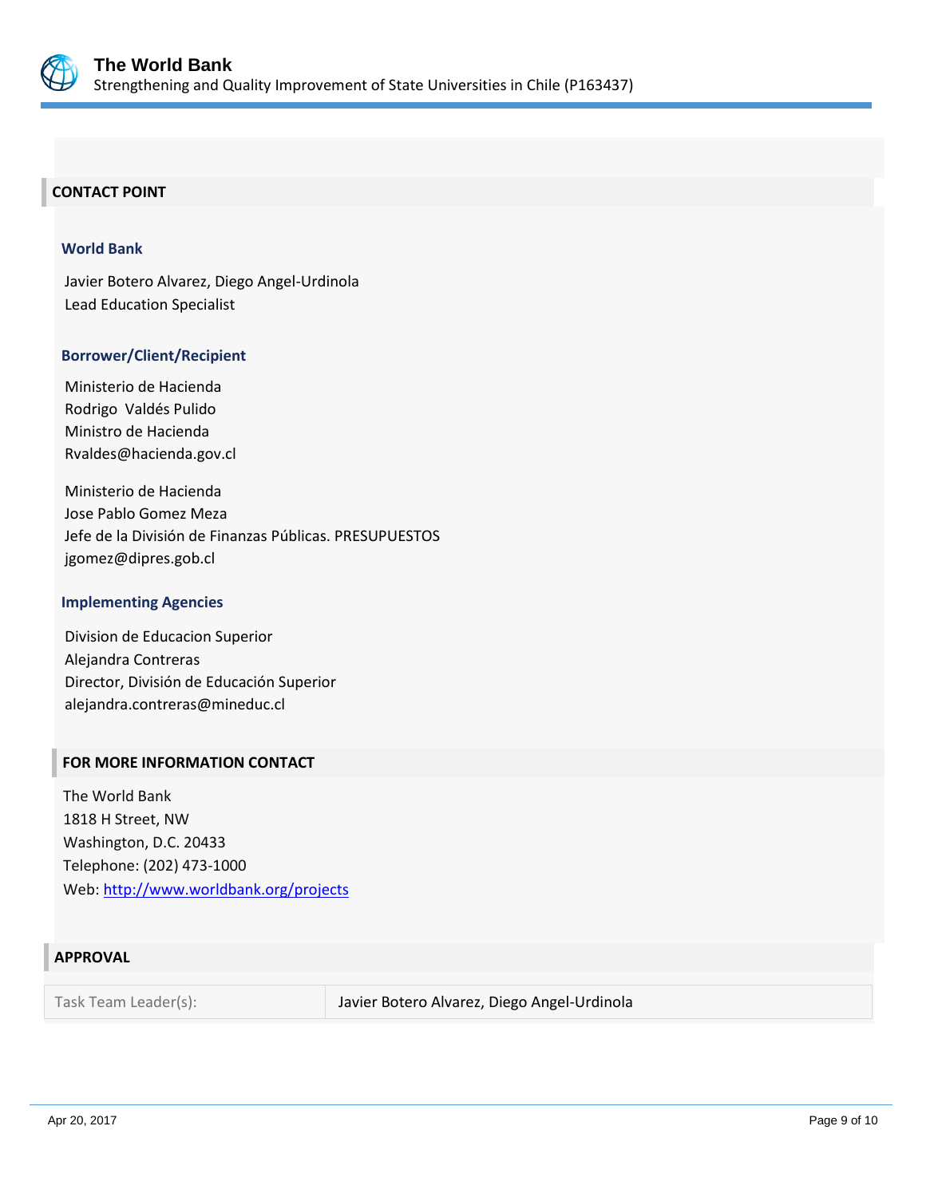## CONTACT POINT

### World Bank

Javier Botero Alvarez, Diego Angel-Urdinola
Lead Education Specialist

### Borrower/Client/Recipient

Ministerio de Hacienda
Rodrigo Valdés Pulido
Ministro de Hacienda
Rvaldes@hacienda.gov.cl

Ministerio de Hacienda
Jose Pablo Gomez Meza
Jefe de la División de Finanzas Públicas. PRESUPUESTOS
jgomez@dipres.gob.cl

### Implementing Agencies

Division de Educacion Superior
Alejandra Contreras
Director, División de Educación Superior
alejandra.contreras@mineduc.cl

## FOR MORE INFORMATION CONTACT

The World Bank
1818 H Street, NW
Washington, D.C. 20433
Telephone: (202) 473-1000
Web: http://www.worldbank.org/projects

## APPROVAL

| Task Team Leader(s): | Javier Botero Alvarez, Diego Angel-Urdinola |
|---|---|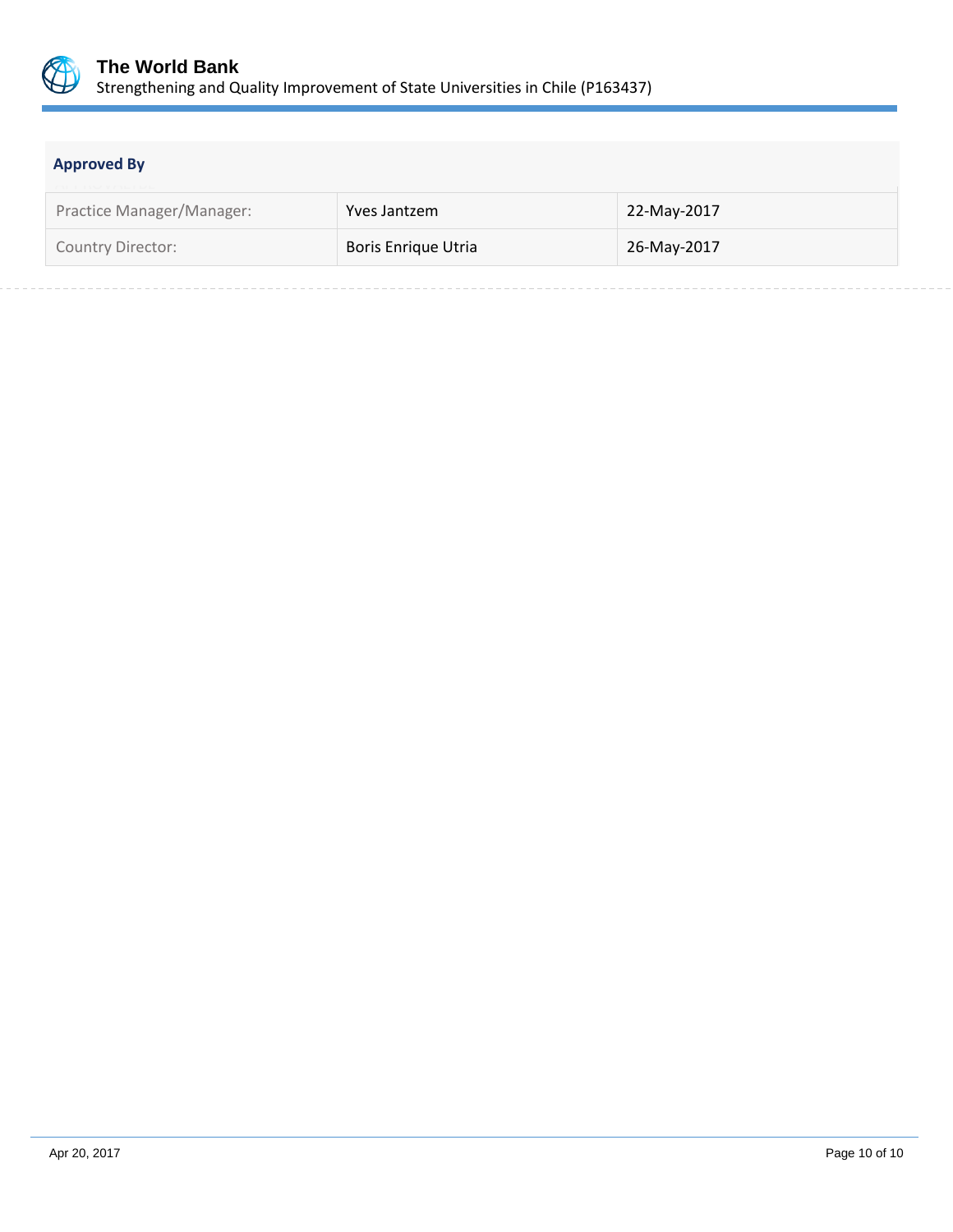**Approved By**

| | | |
|---|---|---|
| Practice Manager/Manager: | Yves Jantzem | 22-May-2017 |
| Country Director: | Boris Enrique Utria | 26-May-2017 |